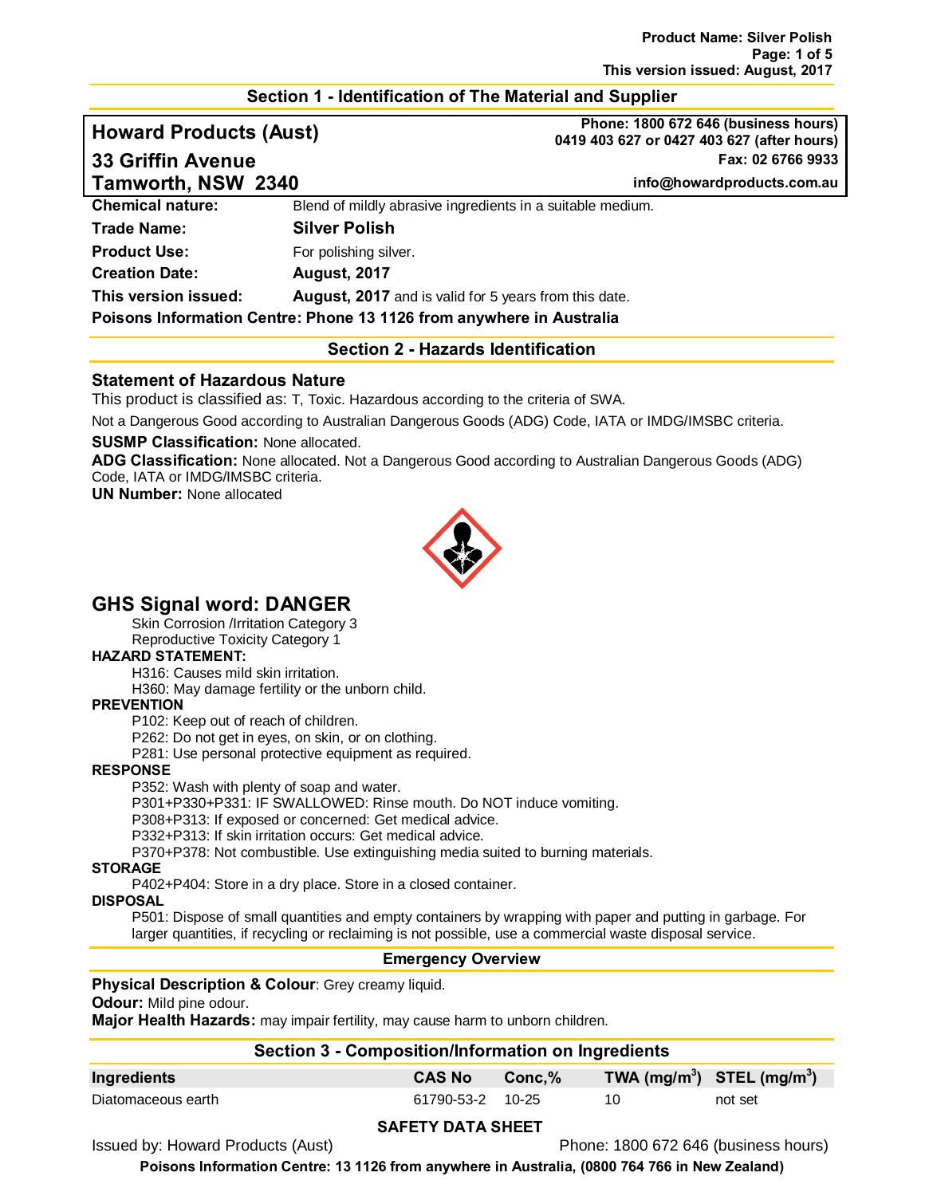## Section 1 - Identification of The Material and Supplier

**Howard Products (Aust)**
**33 Griffin Avenue**
**Tamworth, NSW 2340**

**Phone: 1800 672 646 (business hours)**
**0419 403 627 or 0427 403 627 (after hours)**
**Fax: 02 6766 9933**
**info@howardproducts.com.au**

**Chemical nature:** Blend of mildly abrasive ingredients in a suitable medium.

**Trade Name:** **Silver Polish**

**Product Use:** For polishing silver.

**Creation Date:** **August, 2017**

**This version issued:** **August, 2017** and is valid for 5 years from this date.

**Poisons Information Centre: Phone 13 1126 from anywhere in Australia**

## Section 2 - Hazards Identification

### Statement of Hazardous Nature

This product is classified as: T, Toxic. Hazardous according to the criteria of SWA.

Not a Dangerous Good according to Australian Dangerous Goods (ADG) Code, IATA or IMDG/IMSBC criteria.

**SUSMP Classification:** None allocated.

**ADG Classification:** None allocated. Not a Dangerous Good according to Australian Dangerous Goods (ADG) Code, IATA or IMDG/IMSBC criteria.

**UN Number:** None allocated

## GHS Signal word: DANGER

Skin Corrosion /Irritation Category 3
Reproductive Toxicity Category 1

**HAZARD STATEMENT:**

H316: Causes mild skin irritation.
H360: May damage fertility or the unborn child.

**PREVENTION**

P102: Keep out of reach of children.
P262: Do not get in eyes, on skin, or on clothing.
P281: Use personal protective equipment as required.

**RESPONSE**

P352: Wash with plenty of soap and water.
P301+P330+P331: IF SWALLOWED: Rinse mouth. Do NOT induce vomiting.
P308+P313: If exposed or concerned: Get medical advice.
P332+P313: If skin irritation occurs: Get medical advice.
P370+P378: Not combustible. Use extinguishing media suited to burning materials.

**STORAGE**

P402+P404: Store in a dry place. Store in a closed container.

**DISPOSAL**

P501: Dispose of small quantities and empty containers by wrapping with paper and putting in garbage. For larger quantities, if recycling or reclaiming is not possible, use a commercial waste disposal service.

## Emergency Overview

**Physical Description & Colour**: Grey creamy liquid.

**Odour:** Mild pine odour.

**Major Health Hazards:** may impair fertility, may cause harm to unborn children.

## Section 3 - Composition/Information on Ingredients

| Ingredients | CAS No | Conc,% | TWA (mg/m$^3$) | STEL (mg/m$^3$) |
|---|---|---|---|---|
| Diatomaceous earth | 61790-53-2 | 10-25 | 10 | not set |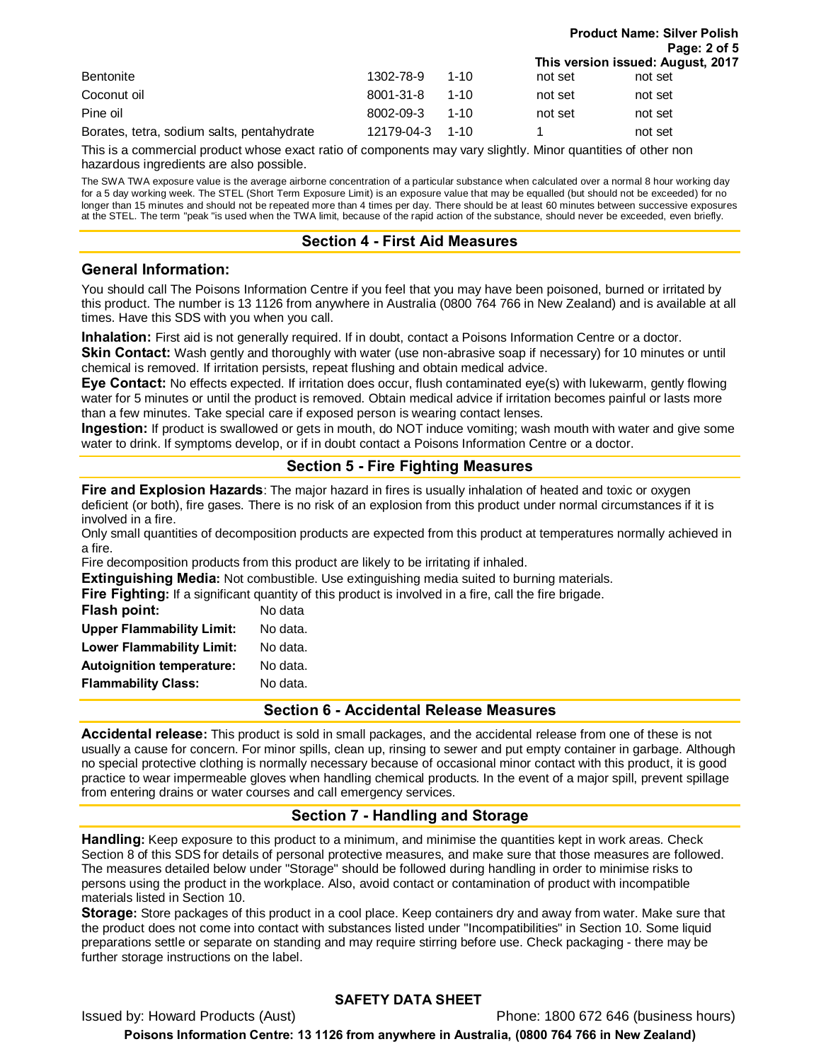| | | | | |
|---|---|---|---|---|
| Bentonite | 1302-78-9 | 1-10 | not set | not set |
| Coconut oil | 8001-31-8 | 1-10 | not set | not set |
| Pine oil | 8002-09-3 | 1-10 | not set | not set |
| Borates, tetra, sodium salts, pentahydrate | 12179-04-3 | 1-10 | 1 | not set |

This is a commercial product whose exact ratio of components may vary slightly. Minor quantities of other non hazardous ingredients are also possible.

The SWA TWA exposure value is the average airborne concentration of a particular substance when calculated over a normal 8 hour working day for a 5 day working week. The STEL (Short Term Exposure Limit) is an exposure value that may be equalled (but should not be exceeded) for no longer than 15 minutes and should not be repeated more than 4 times per day. There should be at least 60 minutes between successive exposures at the STEL. The term "peak "is used when the TWA limit, because of the rapid action of the substance, should never be exceeded, even briefly.

## Section 4 - First Aid Measures

### General Information:

You should call The Poisons Information Centre if you feel that you may have been poisoned, burned or irritated by this product. The number is 13 1126 from anywhere in Australia (0800 764 766 in New Zealand) and is available at all times. Have this SDS with you when you call.

**Inhalation:** First aid is not generally required. If in doubt, contact a Poisons Information Centre or a doctor.
**Skin Contact:** Wash gently and thoroughly with water (use non-abrasive soap if necessary) for 10 minutes or until chemical is removed. If irritation persists, repeat flushing and obtain medical advice.
**Eye Contact:** No effects expected. If irritation does occur, flush contaminated eye(s) with lukewarm, gently flowing water for 5 minutes or until the product is removed. Obtain medical advice if irritation becomes painful or lasts more than a few minutes. Take special care if exposed person is wearing contact lenses.
**Ingestion:** If product is swallowed or gets in mouth, do NOT induce vomiting; wash mouth with water and give some water to drink. If symptoms develop, or if in doubt contact a Poisons Information Centre or a doctor.

## Section 5 - Fire Fighting Measures

**Fire and Explosion Hazards**: The major hazard in fires is usually inhalation of heated and toxic or oxygen deficient (or both), fire gases. There is no risk of an explosion from this product under normal circumstances if it is involved in a fire.
Only small quantities of decomposition products are expected from this product at temperatures normally achieved in a fire.
Fire decomposition products from this product are likely to be irritating if inhaled.
**Extinguishing Media:** Not combustible. Use extinguishing media suited to burning materials.
**Fire Fighting:** If a significant quantity of this product is involved in a fire, call the fire brigade.

| | |
|---|---|
| **Flash point:** | No data |
| **Upper Flammability Limit:** | No data. |
| **Lower Flammability Limit:** | No data. |
| **Autoignition temperature:** | No data. |
| **Flammability Class:** | No data. |

## Section 6 - Accidental Release Measures

**Accidental release:** This product is sold in small packages, and the accidental release from one of these is not usually a cause for concern. For minor spills, clean up, rinsing to sewer and put empty container in garbage. Although no special protective clothing is normally necessary because of occasional minor contact with this product, it is good practice to wear impermeable gloves when handling chemical products. In the event of a major spill, prevent spillage from entering drains or water courses and call emergency services.

## Section 7 - Handling and Storage

**Handling:** Keep exposure to this product to a minimum, and minimise the quantities kept in work areas. Check Section 8 of this SDS for details of personal protective measures, and make sure that those measures are followed. The measures detailed below under "Storage" should be followed during handling in order to minimise risks to persons using the product in the workplace. Also, avoid contact or contamination of product with incompatible materials listed in Section 10.
**Storage:** Store packages of this product in a cool place. Keep containers dry and away from water. Make sure that the product does not come into contact with substances listed under "Incompatibilities" in Section 10. Some liquid preparations settle or separate on standing and may require stirring before use. Check packaging - there may be further storage instructions on the label.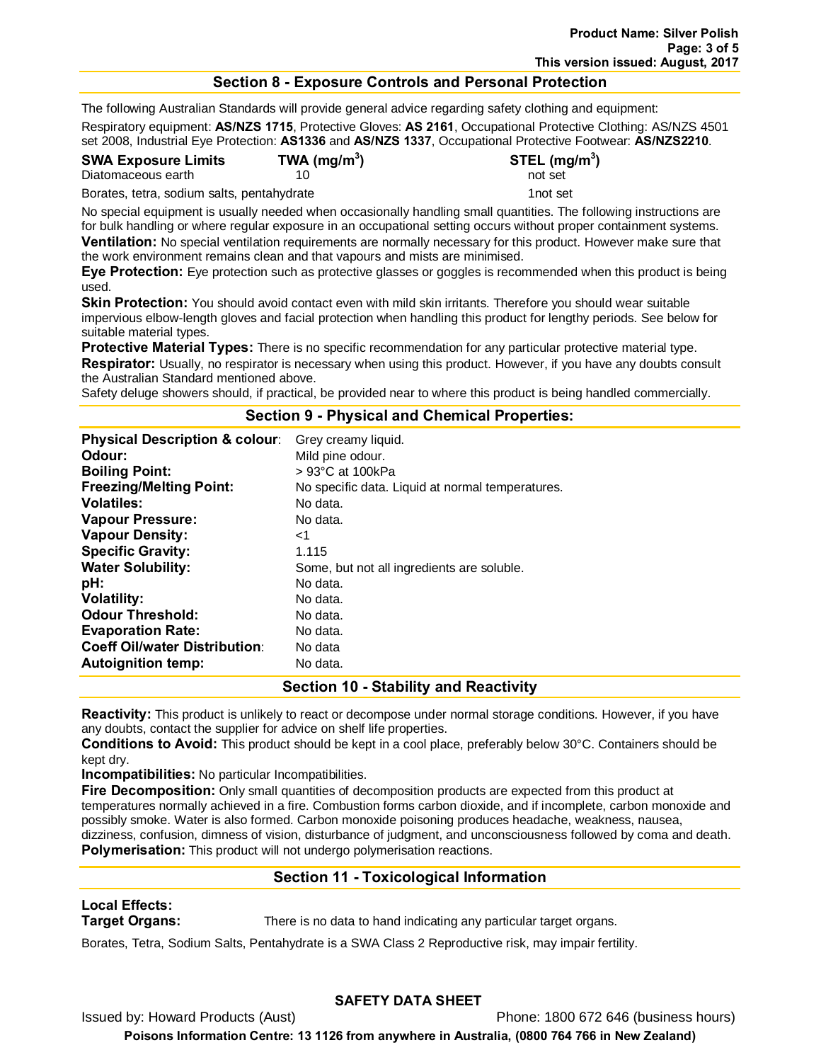## Section 8 - Exposure Controls and Personal Protection

The following Australian Standards will provide general advice regarding safety clothing and equipment:

Respiratory equipment: **AS/NZS 1715**, Protective Gloves: **AS 2161**, Occupational Protective Clothing: AS/NZS 4501 set 2008, Industrial Eye Protection: **AS1336** and **AS/NZS 1337**, Occupational Protective Footwear: **AS/NZS2210**.

| SWA Exposure Limits | TWA ($mg/m^3$) | STEL ($mg/m^3$) |
|---|---|---|
| Diatomaceous earth | 10 | not set |
| Borates, tetra, sodium salts, pentahydrate | 1 | not set |

No special equipment is usually needed when occasionally handling small quantities. The following instructions are for bulk handling or where regular exposure in an occupational setting occurs without proper containment systems.

**Ventilation:** No special ventilation requirements are normally necessary for this product. However make sure that the work environment remains clean and that vapours and mists are minimised.

**Eye Protection:** Eye protection such as protective glasses or goggles is recommended when this product is being used.

**Skin Protection:** You should avoid contact even with mild skin irritants. Therefore you should wear suitable impervious elbow-length gloves and facial protection when handling this product for lengthy periods. See below for suitable material types.

**Protective Material Types:** There is no specific recommendation for any particular protective material type.

**Respirator:** Usually, no respirator is necessary when using this product. However, if you have any doubts consult the Australian Standard mentioned above.

Safety deluge showers should, if practical, be provided near to where this product is being handled commercially.

## Section 9 - Physical and Chemical Properties:

| | |
|---|---|
| **Physical Description & colour**: | Grey creamy liquid. |
| **Odour:** | Mild pine odour. |
| **Boiling Point:** | > 93°C at 100kPa |
| **Freezing/Melting Point:** | No specific data. Liquid at normal temperatures. |
| **Volatiles:** | No data. |
| **Vapour Pressure:** | No data. |
| **Vapour Density:** | <1 |
| **Specific Gravity:** | 1.115 |
| **Water Solubility:** | Some, but not all ingredients are soluble. |
| **pH:** | No data. |
| **Volatility:** | No data. |
| **Odour Threshold:** | No data. |
| **Evaporation Rate:** | No data. |
| **Coeff Oil/water Distribution**: | No data |
| **Autoignition temp:** | No data. |

## Section 10 - Stability and Reactivity

**Reactivity:** This product is unlikely to react or decompose under normal storage conditions. However, if you have any doubts, contact the supplier for advice on shelf life properties.

**Conditions to Avoid:** This product should be kept in a cool place, preferably below 30°C. Containers should be kept dry.

**Incompatibilities:** No particular Incompatibilities.

**Fire Decomposition:** Only small quantities of decomposition products are expected from this product at temperatures normally achieved in a fire. Combustion forms carbon dioxide, and if incomplete, carbon monoxide and possibly smoke. Water is also formed. Carbon monoxide poisoning produces headache, weakness, nausea, dizziness, confusion, dimness of vision, disturbance of judgment, and unconsciousness followed by coma and death.

**Polymerisation:** This product will not undergo polymerisation reactions.

## Section 11 - Toxicological Information

**Local Effects:**

**Target Organs:** There is no data to hand indicating any particular target organs.

Borates, Tetra, Sodium Salts, Pentahydrate is a SWA Class 2 Reproductive risk, may impair fertility.

**SAFETY DATA SHEET**

Issued by: Howard Products (Aust) Phone: 1800 672 646 (business hours)

**Poisons Information Centre: 13 1126 from anywhere in Australia, (0800 764 766 in New Zealand)**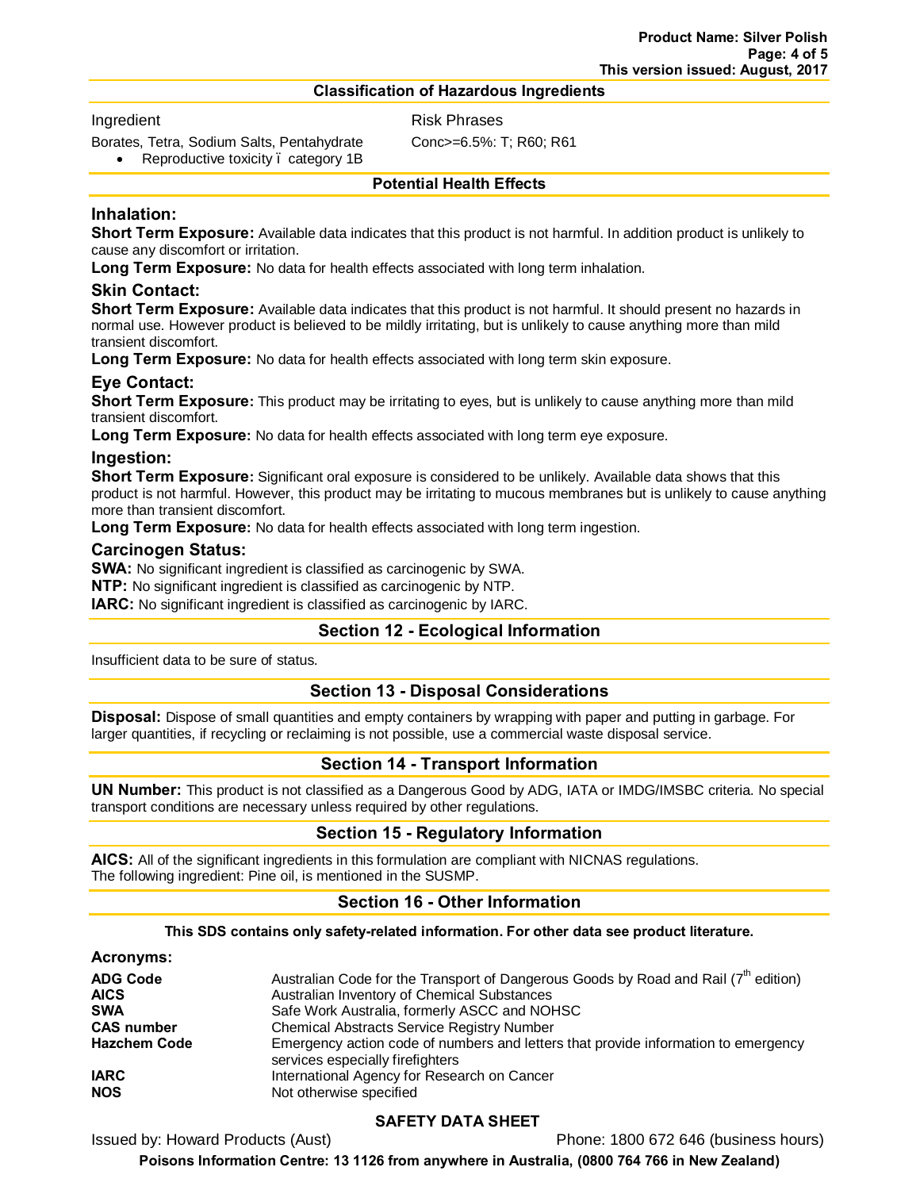## Classification of Hazardous Ingredients

| Ingredient | Risk Phrases |
|---|---|
| Borates, Tetra, Sodium Salts, Pentahydrate<br>• Reproductive toxicity ï category 1B | Conc>=6.5%: T; R60; R61 |

## Potential Health Effects

### Inhalation:

**Short Term Exposure:** Available data indicates that this product is not harmful. In addition product is unlikely to cause any discomfort or irritation.

**Long Term Exposure:** No data for health effects associated with long term inhalation.

### Skin Contact:

**Short Term Exposure:** Available data indicates that this product is not harmful. It should present no hazards in normal use. However product is believed to be mildly irritating, but is unlikely to cause anything more than mild transient discomfort.

**Long Term Exposure:** No data for health effects associated with long term skin exposure.

### Eye Contact:

**Short Term Exposure:** This product may be irritating to eyes, but is unlikely to cause anything more than mild transient discomfort.

**Long Term Exposure:** No data for health effects associated with long term eye exposure.

### Ingestion:

**Short Term Exposure:** Significant oral exposure is considered to be unlikely. Available data shows that this product is not harmful. However, this product may be irritating to mucous membranes but is unlikely to cause anything more than transient discomfort.

**Long Term Exposure:** No data for health effects associated with long term ingestion.

### Carcinogen Status:

**SWA:** No significant ingredient is classified as carcinogenic by SWA.

**NTP:** No significant ingredient is classified as carcinogenic by NTP.

**IARC:** No significant ingredient is classified as carcinogenic by IARC.

## Section 12 - Ecological Information

Insufficient data to be sure of status.

## Section 13 - Disposal Considerations

**Disposal:** Dispose of small quantities and empty containers by wrapping with paper and putting in garbage. For larger quantities, if recycling or reclaiming is not possible, use a commercial waste disposal service.

## Section 14 - Transport Information

**UN Number:** This product is not classified as a Dangerous Good by ADG, IATA or IMDG/IMSBC criteria. No special transport conditions are necessary unless required by other regulations.

## Section 15 - Regulatory Information

**AICS:** All of the significant ingredients in this formulation are compliant with NICNAS regulations.
The following ingredient: Pine oil, is mentioned in the SUSMP.

## Section 16 - Other Information

**This SDS contains only safety-related information. For other data see product literature.**

### Acronyms:

| | |
|---|---|
| **ADG Code** | Australian Code for the Transport of Dangerous Goods by Road and Rail (7th edition) |
| **AICS** | Australian Inventory of Chemical Substances |
| **SWA** | Safe Work Australia, formerly ASCC and NOHSC |
| **CAS number** | Chemical Abstracts Service Registry Number |
| **Hazchem Code** | Emergency action code of numbers and letters that provide information to emergency services especially firefighters |
| **IARC** | International Agency for Research on Cancer |
| **NOS** | Not otherwise specified |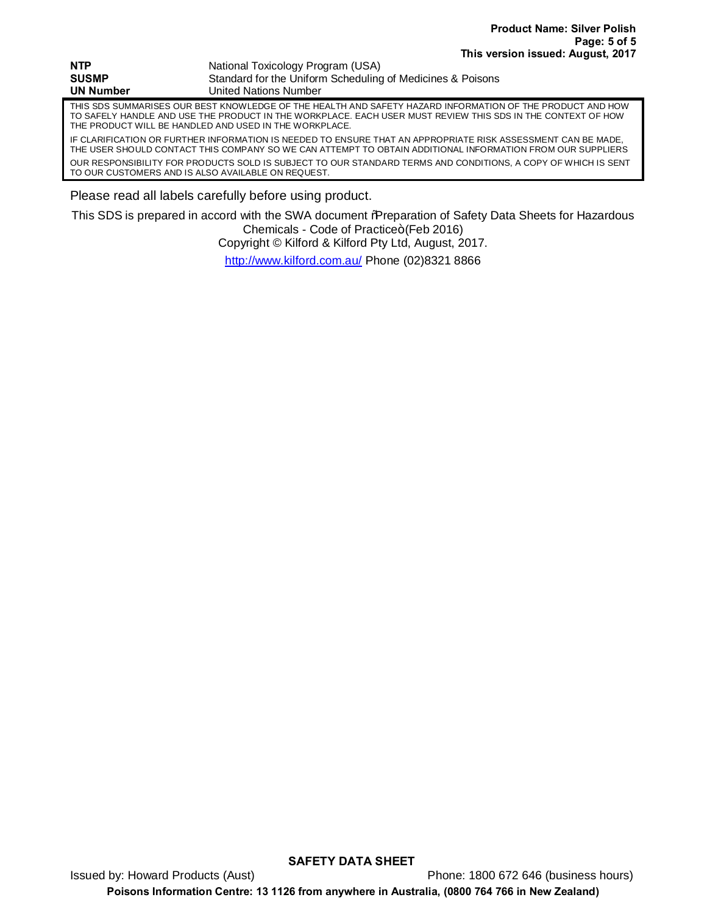| | |
|---|---|
| **NTP** | National Toxicology Program (USA) |
| **SUSMP** | Standard for the Uniform Scheduling of Medicines & Poisons |
| **UN Number** | United Nations Number |

THIS SDS SUMMARISES OUR BEST KNOWLEDGE OF THE HEALTH AND SAFETY HAZARD INFORMATION OF THE PRODUCT AND HOW TO SAFELY HANDLE AND USE THE PRODUCT IN THE WORKPLACE. EACH USER MUST REVIEW THIS SDS IN THE CONTEXT OF HOW THE PRODUCT WILL BE HANDLED AND USED IN THE WORKPLACE.

IF CLARIFICATION OR FURTHER INFORMATION IS NEEDED TO ENSURE THAT AN APPROPRIATE RISK ASSESSMENT CAN BE MADE, THE USER SHOULD CONTACT THIS COMPANY SO WE CAN ATTEMPT TO OBTAIN ADDITIONAL INFORMATION FROM OUR SUPPLIERS

OUR RESPONSIBILITY FOR PRODUCTS SOLD IS SUBJECT TO OUR STANDARD TERMS AND CONDITIONS, A COPY OF WHICH IS SENT TO OUR CUSTOMERS AND IS ALSO AVAILABLE ON REQUEST.

Please read all labels carefully before using product.

This SDS is prepared in accord with the SWA document "Preparation of Safety Data Sheets for Hazardous Chemicals - Code of Practice" (Feb 2016)

Copyright © Kilford & Kilford Pty Ltd, August, 2017.

http://www.kilford.com.au/ Phone (02)8321 8866